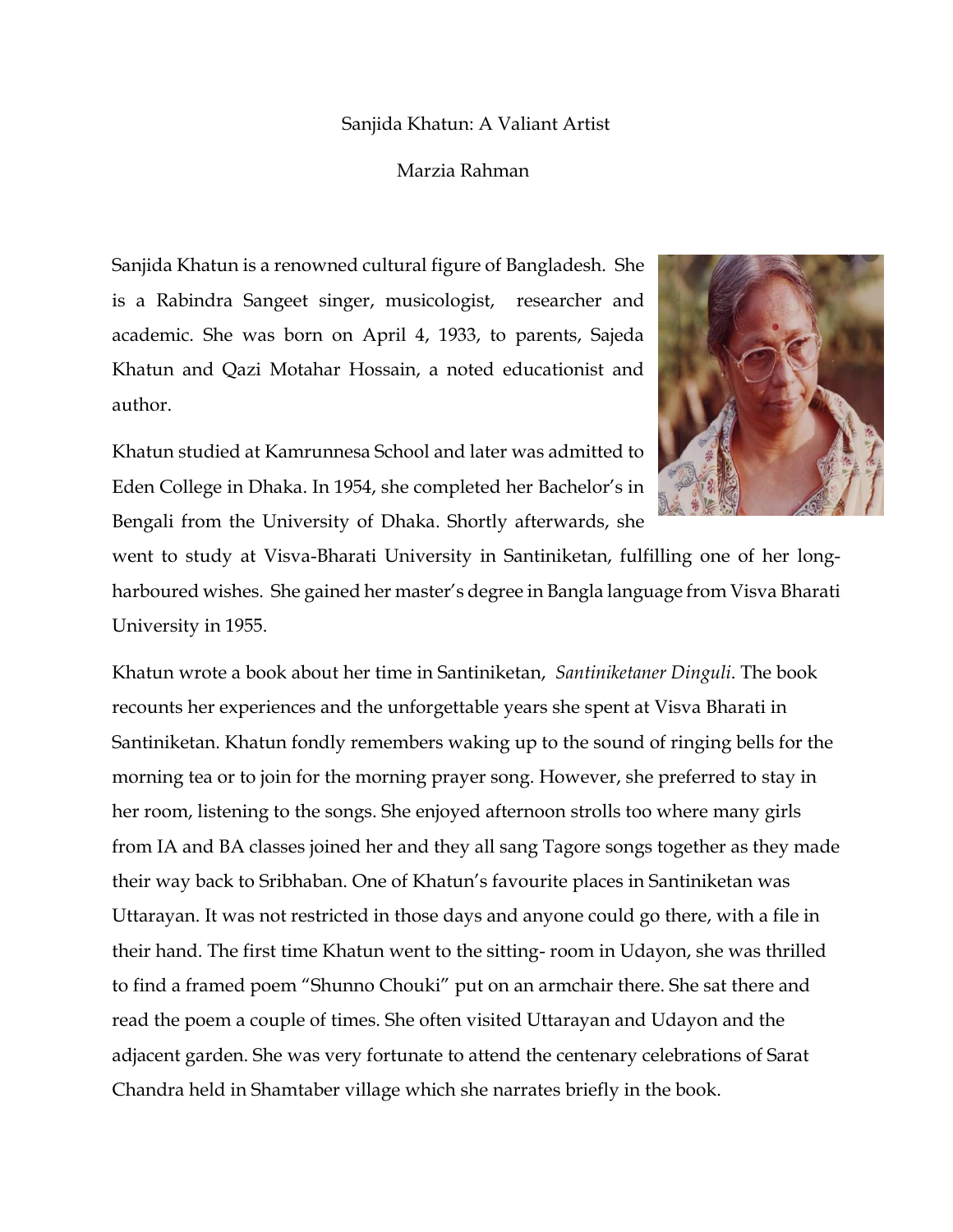# Sanjida Khatun: A Valiant Artist

Marzia Rahman

Sanjida Khatun is a renowned cultural figure of Bangladesh. She is a Rabindra Sangeet singer, musicologist, researcher and academic. She was born on April 4, 1933, to parents, Sajeda Khatun and Qazi Motahar Hossain, a noted educationist and author.

Khatun studied at Kamrunnesa School and later was admitted to Eden College in Dhaka. In 1954, she completed her Bachelor's in Bengali from the University of Dhaka. Shortly afterwards, she went to study at Visva-Bharati University in Santiniketan, fulfilling one of her long-harboured wishes. She gained her master's degree in Bangla language from Visva Bharati University in 1955.

Khatun wrote a book about her time in Santiniketan, *Santiniketaner Dinguli*. The book recounts her experiences and the unforgettable years she spent at Visva Bharati in Santiniketan. Khatun fondly remembers waking up to the sound of ringing bells for the morning tea or to join for the morning prayer song. However, she preferred to stay in her room, listening to the songs. She enjoyed afternoon strolls too where many girls from IA and BA classes joined her and they all sang Tagore songs together as they made their way back to Sribhaban. One of Khatun's favourite places in Santiniketan was Uttarayan. It was not restricted in those days and anyone could go there, with a file in their hand. The first time Khatun went to the sitting- room in Udayon, she was thrilled to find a framed poem "Shunno Chouki" put on an armchair there. She sat there and read the poem a couple of times. She often visited Uttarayan and Udayon and the adjacent garden. She was very fortunate to attend the centenary celebrations of Sarat Chandra held in Shamtaber village which she narrates briefly in the book.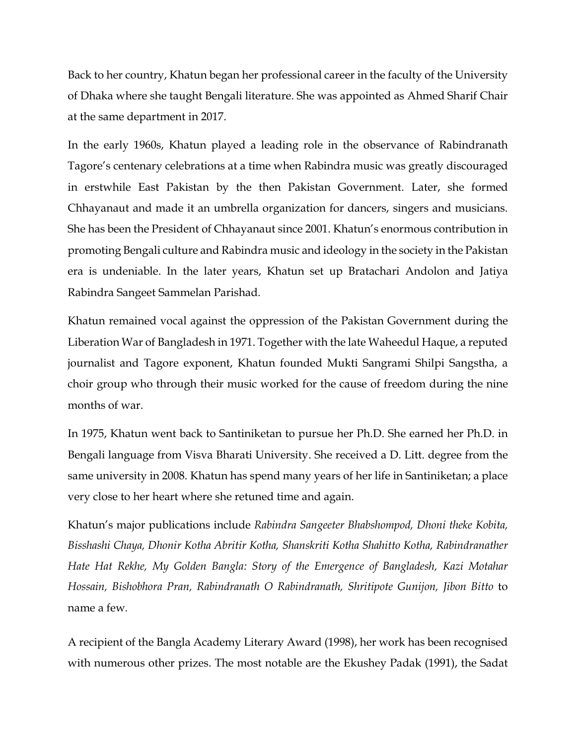Back to her country, Khatun began her professional career in the faculty of the University of Dhaka where she taught Bengali literature. She was appointed as Ahmed Sharif Chair at the same department in 2017.

In the early 1960s, Khatun played a leading role in the observance of Rabindranath Tagore's centenary celebrations at a time when Rabindra music was greatly discouraged in erstwhile East Pakistan by the then Pakistan Government. Later, she formed Chhayanaut and made it an umbrella organization for dancers, singers and musicians. She has been the President of Chhayanaut since 2001. Khatun's enormous contribution in promoting Bengali culture and Rabindra music and ideology in the society in the Pakistan era is undeniable. In the later years, Khatun set up Bratachari Andolon and Jatiya Rabindra Sangeet Sammelan Parishad.

Khatun remained vocal against the oppression of the Pakistan Government during the Liberation War of Bangladesh in 1971. Together with the late Waheedul Haque, a reputed journalist and Tagore exponent, Khatun founded Mukti Sangrami Shilpi Sangstha, a choir group who through their music worked for the cause of freedom during the nine months of war.

In 1975, Khatun went back to Santiniketan to pursue her Ph.D. She earned her Ph.D. in Bengali language from Visva Bharati University. She received a D. Litt. degree from the same university in 2008. Khatun has spend many years of her life in Santiniketan; a place very close to her heart where she retuned time and again.

Khatun's major publications include *Rabindra Sangeeter Bhabshompod, Dhoni theke Kobita, Bisshashi Chaya, Dhonir Kotha Abritir Kotha, Shanskriti Kotha Shahitto Kotha, Rabindranather Hate Hat Rekhe, My Golden Bangla: Story of the Emergence of Bangladesh, Kazi Motahar Hossain, Bishobhora Pran, Rabindranath O Rabindranath, Shritipote Gunijon, Jibon Bitto* to name a few.

A recipient of the Bangla Academy Literary Award (1998), her work has been recognised with numerous other prizes. The most notable are the Ekushey Padak (1991), the Sadat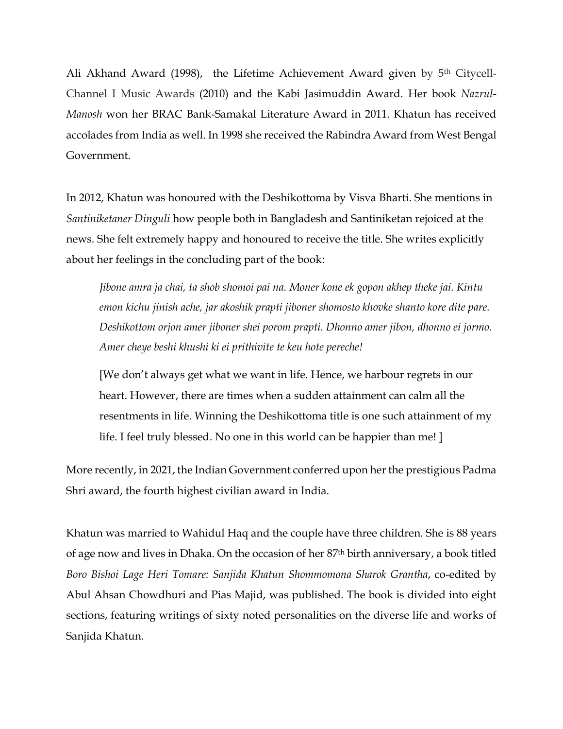Ali Akhand Award (1998), the Lifetime Achievement Award given by 5th Citycell-Channel I Music Awards (2010) and the Kabi Jasimuddin Award. Her book *Nazrul-Manosh* won her BRAC Bank-Samakal Literature Award in 2011. Khatun has received accolades from India as well. In 1998 she received the Rabindra Award from West Bengal Government.

In 2012, Khatun was honoured with the Deshikottoma by Visva Bharti. She mentions in *Santiniketaner Dinguli* how people both in Bangladesh and Santiniketan rejoiced at the news. She felt extremely happy and honoured to receive the title. She writes explicitly about her feelings in the concluding part of the book:

> *Jibone amra ja chai, ta shob shomoi pai na. Moner kone ek gopon akhep theke jai. Kintu emon kichu jinish ache, jar akoshik prapti jiboner shomosto khovke shanto kore dite pare. Deshikottom orjon amer jiboner shei porom prapti. Dhonno amer jibon, dhonno ei jormo. Amer cheye beshi khushi ki ei prithivite te keu hote pereche!*
>
> [We don't always get what we want in life. Hence, we harbour regrets in our heart. However, there are times when a sudden attainment can calm all the resentments in life. Winning the Deshikottoma title is one such attainment of my life. I feel truly blessed. No one in this world can be happier than me! ]

More recently, in 2021, the Indian Government conferred upon her the prestigious Padma Shri award, the fourth highest civilian award in India.

Khatun was married to Wahidul Haq and the couple have three children. She is 88 years of age now and lives in Dhaka. On the occasion of her 87th birth anniversary, a book titled *Boro Bishoi Lage Heri Tomare: Sanjida Khatun Shommomona Sharok Grantha*, co-edited by Abul Ahsan Chowdhuri and Pias Majid, was published. The book is divided into eight sections, featuring writings of sixty noted personalities on the diverse life and works of Sanjida Khatun.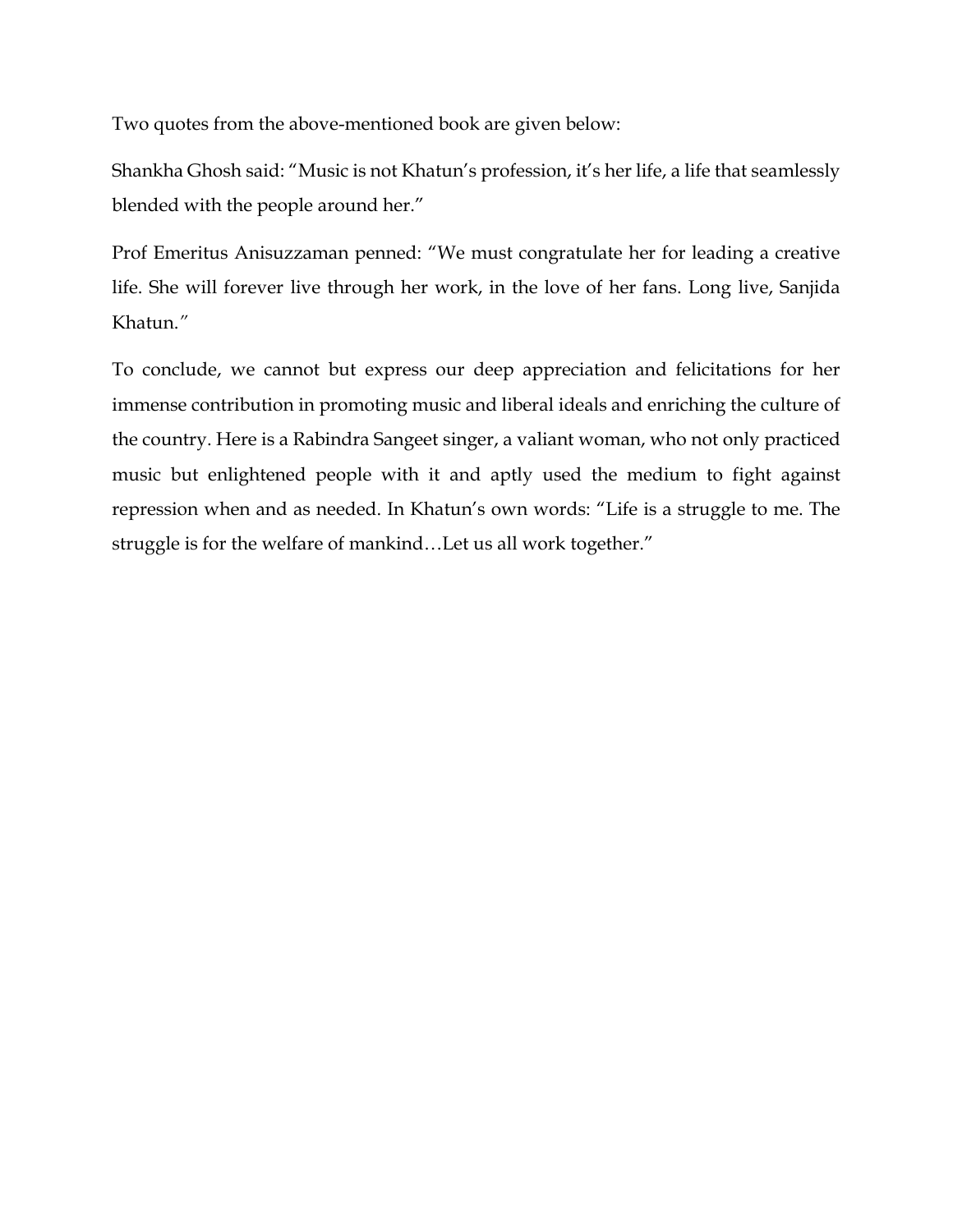Two quotes from the above-mentioned book are given below:

Shankha Ghosh said: "Music is not Khatun's profession, it's her life, a life that seamlessly blended with the people around her."

Prof Emeritus Anisuzzaman penned: "We must congratulate her for leading a creative life. She will forever live through her work, in the love of her fans. Long live, Sanjida Khatun."

To conclude, we cannot but express our deep appreciation and felicitations for her immense contribution in promoting music and liberal ideals and enriching the culture of the country. Here is a Rabindra Sangeet singer, a valiant woman, who not only practiced music but enlightened people with it and aptly used the medium to fight against repression when and as needed. In Khatun's own words: "Life is a struggle to me. The struggle is for the welfare of mankind…Let us all work together."